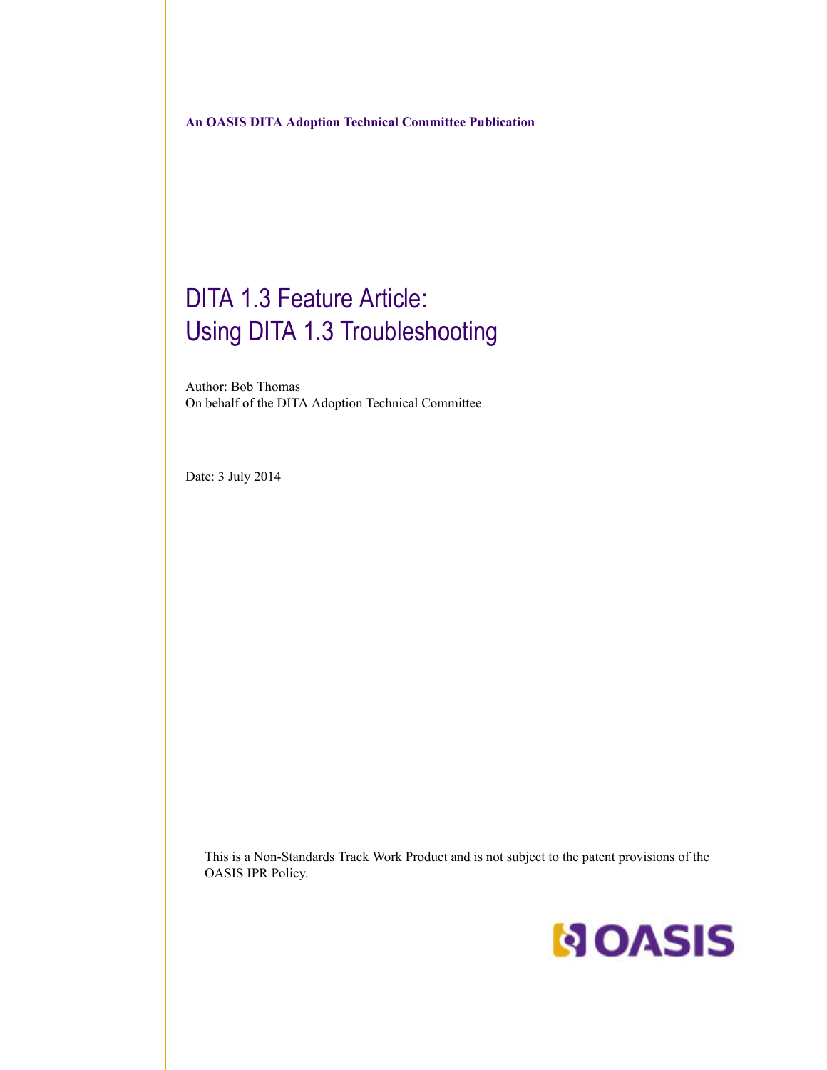**An OASIS DITA Adoption Technical Committee Publication**

# DITA 1.3 Feature Article: Using DITA 1.3 Troubleshooting

Author: Bob Thomas
On behalf of the DITA Adoption Technical Committee

Date: 3 July 2014

This is a Non-Standards Track Work Product and is not subject to the patent provisions of the OASIS IPR Policy.

OASIS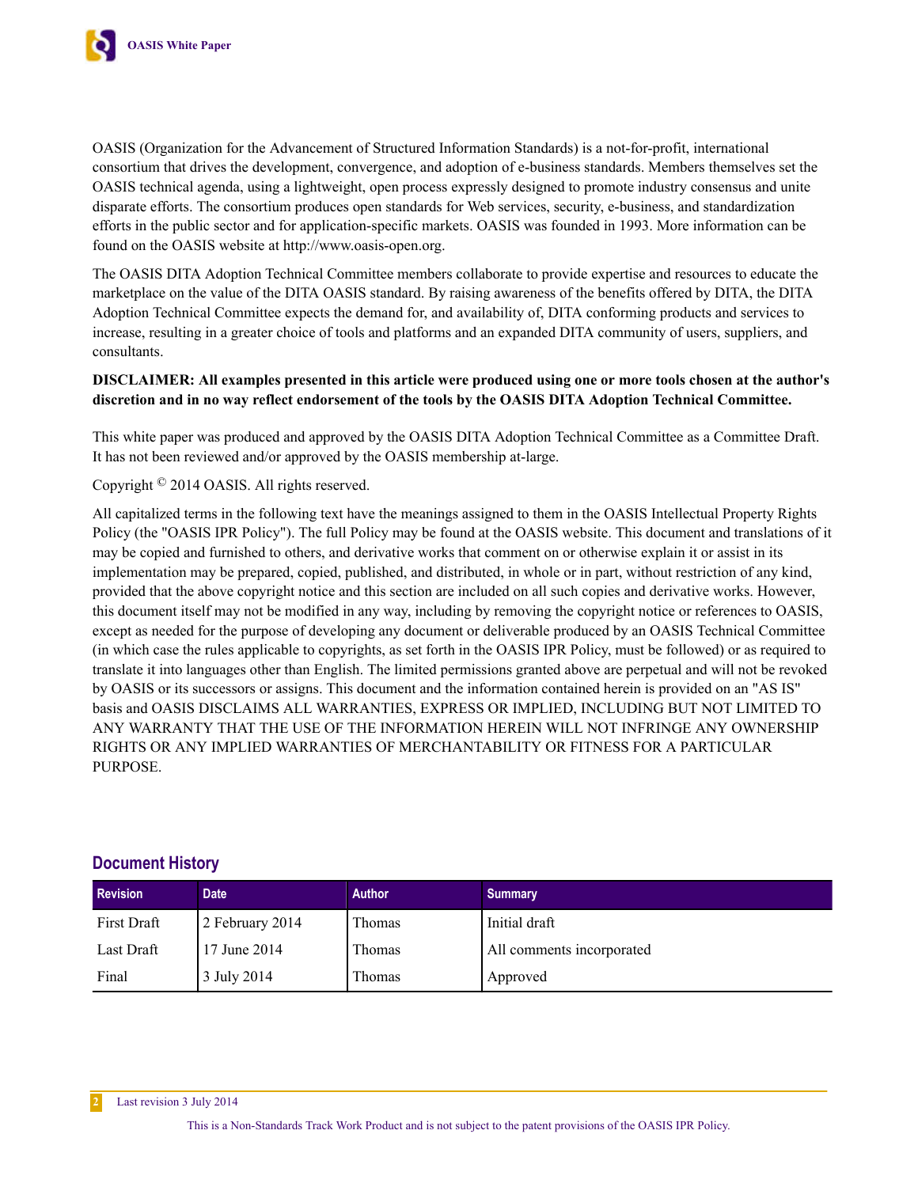OASIS (Organization for the Advancement of Structured Information Standards) is a not-for-profit, international consortium that drives the development, convergence, and adoption of e-business standards. Members themselves set the OASIS technical agenda, using a lightweight, open process expressly designed to promote industry consensus and unite disparate efforts. The consortium produces open standards for Web services, security, e-business, and standardization efforts in the public sector and for application-specific markets. OASIS was founded in 1993. More information can be found on the OASIS website at http://www.oasis-open.org.

The OASIS DITA Adoption Technical Committee members collaborate to provide expertise and resources to educate the marketplace on the value of the DITA OASIS standard. By raising awareness of the benefits offered by DITA, the DITA Adoption Technical Committee expects the demand for, and availability of, DITA conforming products and services to increase, resulting in a greater choice of tools and platforms and an expanded DITA community of users, suppliers, and consultants.

**DISCLAIMER: All examples presented in this article were produced using one or more tools chosen at the author's discretion and in no way reflect endorsement of the tools by the OASIS DITA Adoption Technical Committee.**

This white paper was produced and approved by the OASIS DITA Adoption Technical Committee as a Committee Draft. It has not been reviewed and/or approved by the OASIS membership at-large.

Copyright © 2014 OASIS. All rights reserved.

All capitalized terms in the following text have the meanings assigned to them in the OASIS Intellectual Property Rights Policy (the "OASIS IPR Policy"). The full Policy may be found at the OASIS website. This document and translations of it may be copied and furnished to others, and derivative works that comment on or otherwise explain it or assist in its implementation may be prepared, copied, published, and distributed, in whole or in part, without restriction of any kind, provided that the above copyright notice and this section are included on all such copies and derivative works. However, this document itself may not be modified in any way, including by removing the copyright notice or references to OASIS, except as needed for the purpose of developing any document or deliverable produced by an OASIS Technical Committee (in which case the rules applicable to copyrights, as set forth in the OASIS IPR Policy, must be followed) or as required to translate it into languages other than English. The limited permissions granted above are perpetual and will not be revoked by OASIS or its successors or assigns. This document and the information contained herein is provided on an "AS IS" basis and OASIS DISCLAIMS ALL WARRANTIES, EXPRESS OR IMPLIED, INCLUDING BUT NOT LIMITED TO ANY WARRANTY THAT THE USE OF THE INFORMATION HEREIN WILL NOT INFRINGE ANY OWNERSHIP RIGHTS OR ANY IMPLIED WARRANTIES OF MERCHANTABILITY OR FITNESS FOR A PARTICULAR PURPOSE.

## Document History

| Revision | Date | Author | Summary |
|---|---|---|---|
| First Draft | 2 February 2014 | Thomas | Initial draft |
| Last Draft | 17 June 2014 | Thomas | All comments incorporated |
| Final | 3 July 2014 | Thomas | Approved |

This is a Non-Standards Track Work Product and is not subject to the patent provisions of the OASIS IPR Policy.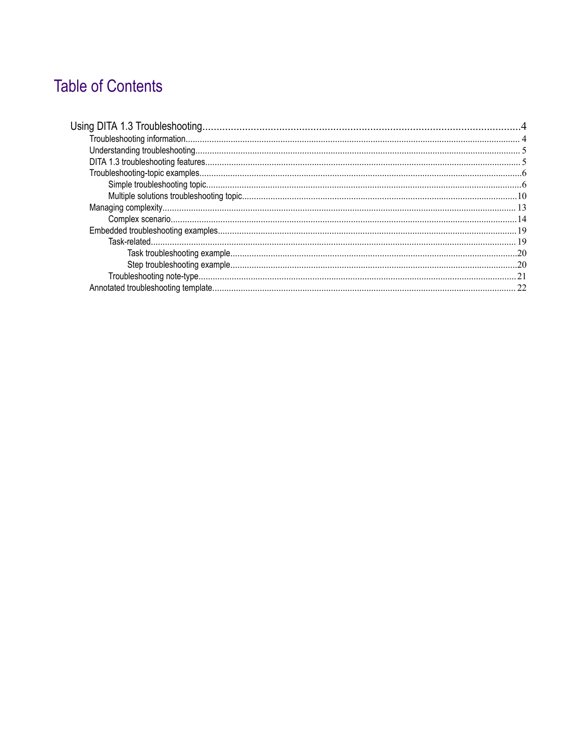# Table of Contents

- Using DITA 1.3 Troubleshooting....................4
  - Troubleshooting information....................4
  - Understanding troubleshooting....................5
  - DITA 1.3 troubleshooting features....................5
  - Troubleshooting-topic examples....................6
    - Simple troubleshooting topic....................6
    - Multiple solutions troubleshooting topic....................10
  - Managing complexity....................13
    - Complex scenario....................14
  - Embedded troubleshooting examples....................19
    - Task-related....................19
      - Task troubleshooting example....................20
      - Step troubleshooting example....................20
    - Troubleshooting note-type....................21
  - Annotated troubleshooting template....................22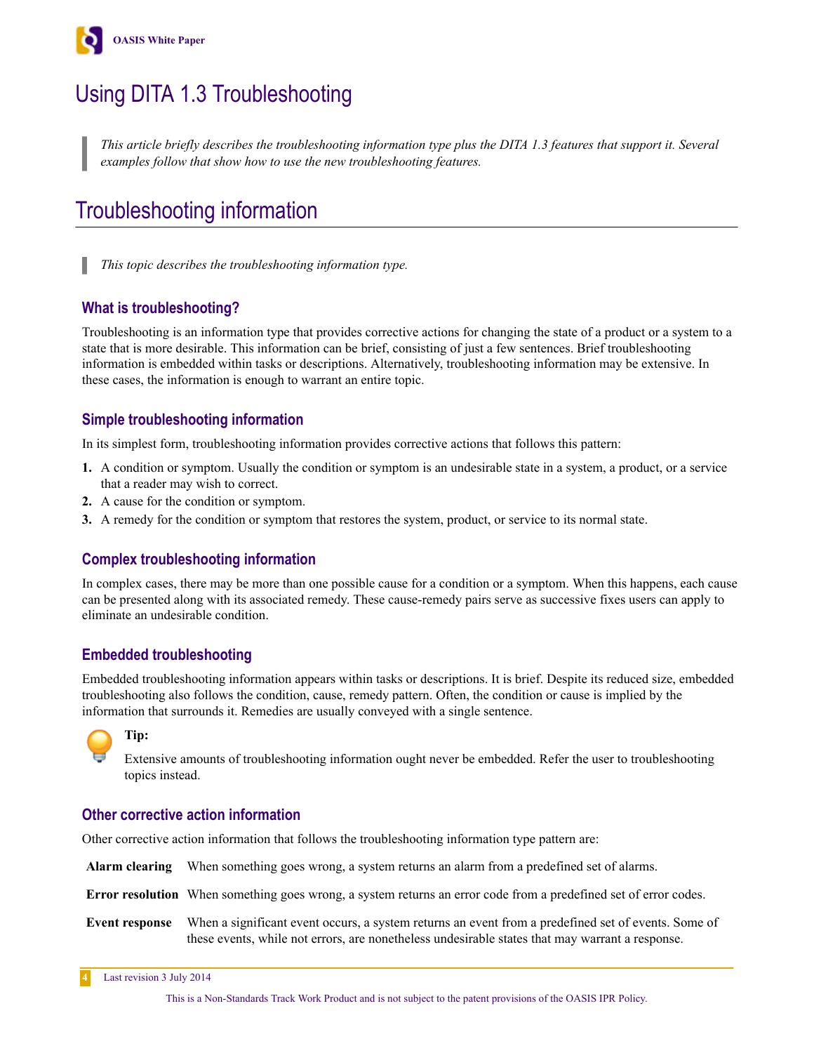# Using DITA 1.3 Troubleshooting

> *This article briefly describes the troubleshooting information type plus the DITA 1.3 features that support it. Several examples follow that show how to use the new troubleshooting features.*

# Troubleshooting information

> *This topic describes the troubleshooting information type.*

### What is troubleshooting?

Troubleshooting is an information type that provides corrective actions for changing the state of a product or a system to a state that is more desirable. This information can be brief, consisting of just a few sentences. Brief troubleshooting information is embedded within tasks or descriptions. Alternatively, troubleshooting information may be extensive. In these cases, the information is enough to warrant an entire topic.

### Simple troubleshooting information

In its simplest form, troubleshooting information provides corrective actions that follows this pattern:

1. A condition or symptom. Usually the condition or symptom is an undesirable state in a system, a product, or a service that a reader may wish to correct.
2. A cause for the condition or symptom.
3. A remedy for the condition or symptom that restores the system, product, or service to its normal state.

### Complex troubleshooting information

In complex cases, there may be more than one possible cause for a condition or a symptom. When this happens, each cause can be presented along with its associated remedy. These cause-remedy pairs serve as successive fixes users can apply to eliminate an undesirable condition.

### Embedded troubleshooting

Embedded troubleshooting information appears within tasks or descriptions. It is brief. Despite its reduced size, embedded troubleshooting also follows the condition, cause, remedy pattern. Often, the condition or cause is implied by the information that surrounds it. Remedies are usually conveyed with a single sentence.

**Tip:**

Extensive amounts of troubleshooting information ought never be embedded. Refer the user to troubleshooting topics instead.

### Other corrective action information

Other corrective action information that follows the troubleshooting information type pattern are:

**Alarm clearing** When something goes wrong, a system returns an alarm from a predefined set of alarms.

**Error resolution** When something goes wrong, a system returns an error code from a predefined set of error codes.

**Event response** When a significant event occurs, a system returns an event from a predefined set of events. Some of these events, while not errors, are nonetheless undesirable states that may warrant a response.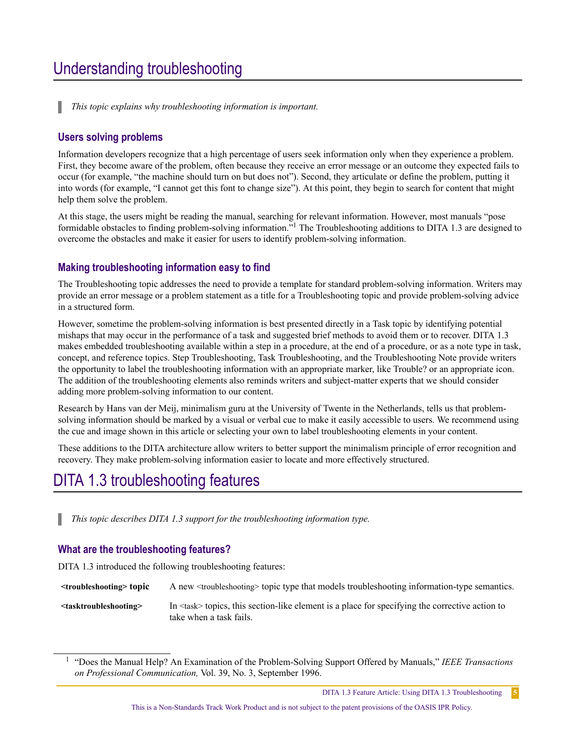# Understanding troubleshooting

> *This topic explains why troubleshooting information is important.*

## Users solving problems

Information developers recognize that a high percentage of users seek information only when they experience a problem. First, they become aware of the problem, often because they receive an error message or an outcome they expected fails to occur (for example, "the machine should turn on but does not"). Second, they articulate or define the problem, putting it into words (for example, "I cannot get this font to change size"). At this point, they begin to search for content that might help them solve the problem.

At this stage, the users might be reading the manual, searching for relevant information. However, most manuals "pose formidable obstacles to finding problem-solving information."[1] The Troubleshooting additions to DITA 1.3 are designed to overcome the obstacles and make it easier for users to identify problem-solving information.

## Making troubleshooting information easy to find

The Troubleshooting topic addresses the need to provide a template for standard problem-solving information. Writers may provide an error message or a problem statement as a title for a Troubleshooting topic and provide problem-solving advice in a structured form.

However, sometime the problem-solving information is best presented directly in a Task topic by identifying potential mishaps that may occur in the performance of a task and suggested brief methods to avoid them or to recover. DITA 1.3 makes embedded troubleshooting available within a step in a procedure, at the end of a procedure, or as a note type in task, concept, and reference topics. Step Troubleshooting, Task Troubleshooting, and the Troubleshooting Note provide writers the opportunity to label the troubleshooting information with an appropriate marker, like Trouble? or an appropriate icon. The addition of the troubleshooting elements also reminds writers and subject-matter experts that we should consider adding more problem-solving information to our content.

Research by Hans van der Meij, minimalism guru at the University of Twente in the Netherlands, tells us that problem-solving information should be marked by a visual or verbal cue to make it easily accessible to users. We recommend using the cue and image shown in this article or selecting your own to label troubleshooting elements in your content.

These additions to the DITA architecture allow writers to better support the minimalism principle of error recognition and recovery. They make problem-solving information easier to locate and more effectively structured.

# DITA 1.3 troubleshooting features

> *This topic describes DITA 1.3 support for the troubleshooting information type.*

## What are the troubleshooting features?

DITA 1.3 introduced the following troubleshooting features:

**<troubleshooting> topic**
A new <troubleshooting> topic type that models troubleshooting information-type semantics.

**<tasktroubleshooting>**
In <task> topics, this section-like element is a place for specifying the corrective action to take when a task fails.

[1] "Does the Manual Help? An Examination of the Problem-Solving Support Offered by Manuals," *IEEE Transactions on Professional Communication,* Vol. 39, No. 3, September 1996.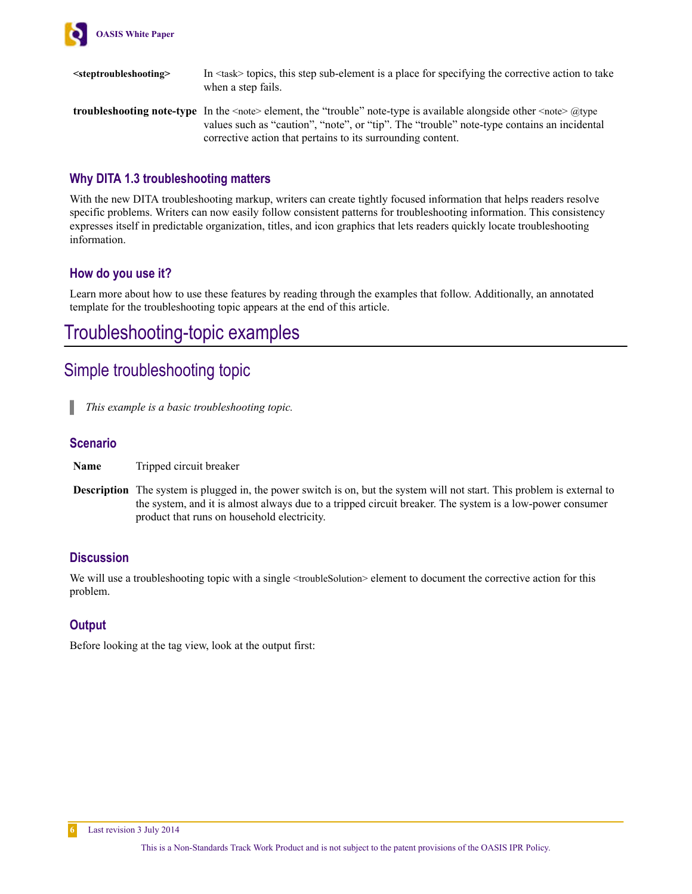**<steptroubleshooting>** In <task> topics, this step sub-element is a place for specifying the corrective action to take when a step fails.

**troubleshooting note-type** In the <note> element, the "trouble" note-type is available alongside other <note> @type values such as "caution", "note", or "tip". The "trouble" note-type contains an incidental corrective action that pertains to its surrounding content.

### Why DITA 1.3 troubleshooting matters

With the new DITA troubleshooting markup, writers can create tightly focused information that helps readers resolve specific problems. Writers can now easily follow consistent patterns for troubleshooting information. This consistency expresses itself in predictable organization, titles, and icon graphics that lets readers quickly locate troubleshooting information.

### How do you use it?

Learn more about how to use these features by reading through the examples that follow. Additionally, an annotated template for the troubleshooting topic appears at the end of this article.

# Troubleshooting-topic examples

## Simple troubleshooting topic

> *This example is a basic troubleshooting topic.*

### Scenario

**Name** Tripped circuit breaker

**Description** The system is plugged in, the power switch is on, but the system will not start. This problem is external to the system, and it is almost always due to a tripped circuit breaker. The system is a low-power consumer product that runs on household electricity.

### Discussion

We will use a troubleshooting topic with a single <troubleSolution> element to document the corrective action for this problem.

### Output

Before looking at the tag view, look at the output first: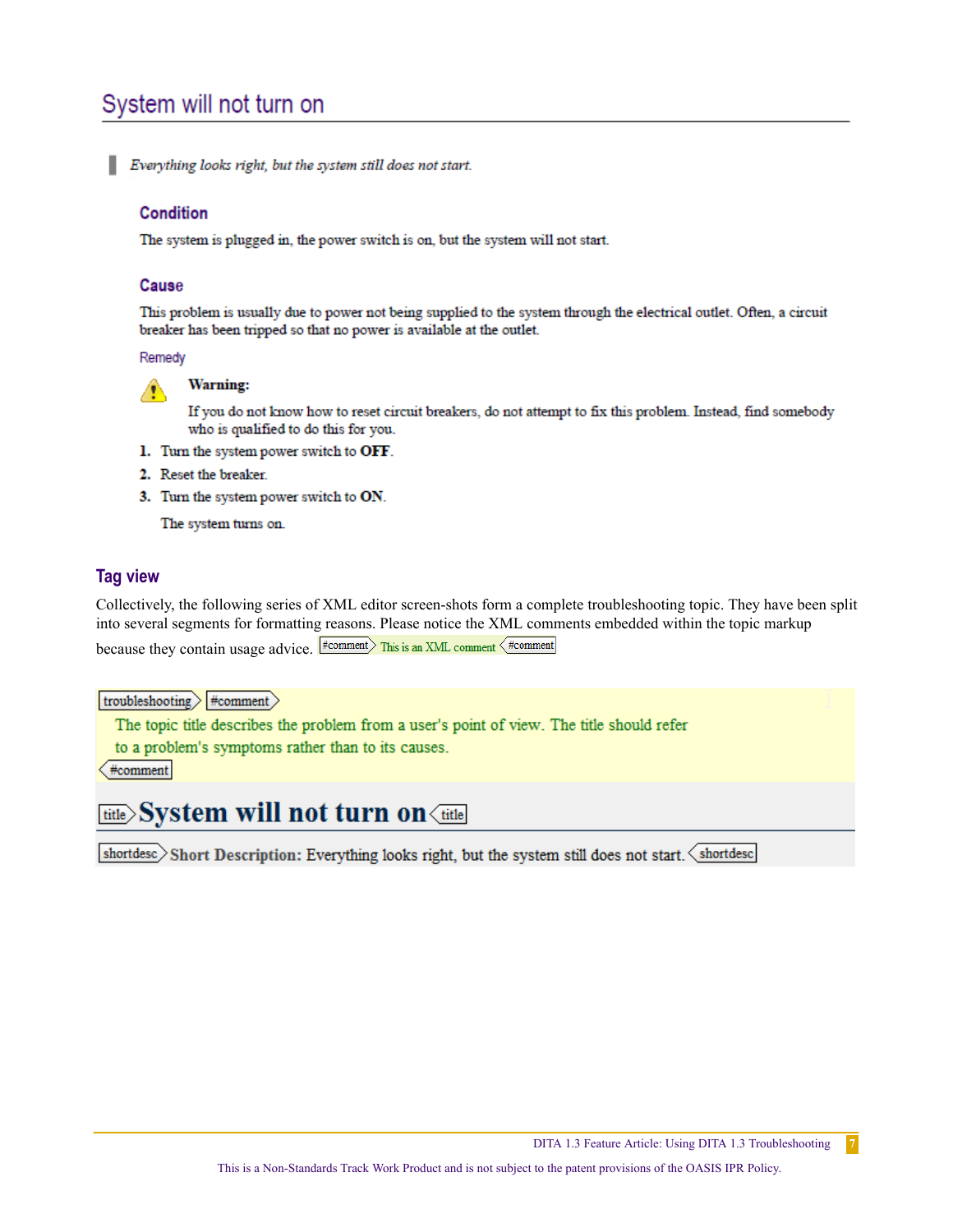## System will not turn on

*Everything looks right, but the system still does not start.*

### Condition

The system is plugged in, the power switch is on, but the system will not start.

### Cause

This problem is usually due to power not being supplied to the system through the electrical outlet. Often, a circuit breaker has been tripped so that no power is available at the outlet.

#### Remedy

**Warning:**

If you do not know how to reset circuit breakers, do not attempt to fix this problem. Instead, find somebody who is qualified to do this for you.

1. Turn the system power switch to **OFF**.
2. Reset the breaker.
3. Turn the system power switch to **ON**.

   The system turns on.

### Tag view

Collectively, the following series of XML editor screen-shots form a complete troubleshooting topic. They have been split into several segments for formatting reasons. Please notice the XML comments embedded within the topic markup because they contain usage advice. #comment This is an XML comment #comment

troubleshooting #comment
The topic title describes the problem from a user's point of view. The title should refer to a problem's symptoms rather than to its causes.
#comment

title **System will not turn on** title

shortdesc **Short Description:** Everything looks right, but the system still does not start. shortdesc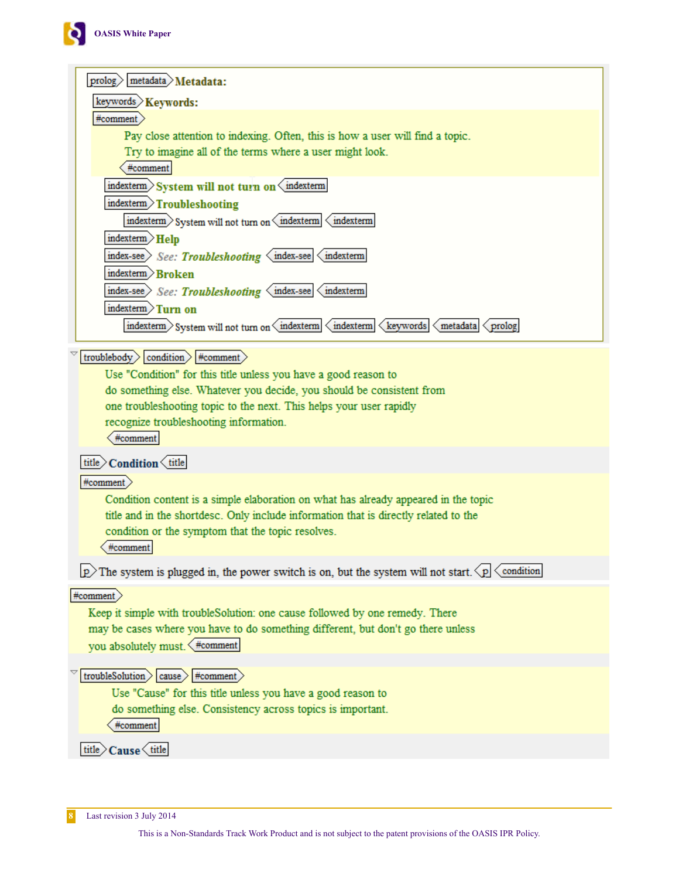prolog > metadata > **Metadata:**

keywords > **Keywords:**

#comment >

Pay close attention to indexing. Often, this is how a user will find a topic.
Try to imagine all of the terms where a user might look.

< #comment

indexterm > **System will not turn on** < indexterm

indexterm > **Troubleshooting**

indexterm > System will not turn on < indexterm < indexterm

indexterm > **Help**

index-see > See: ***Troubleshooting*** < index-see < indexterm

indexterm > **Broken**

index-see > See: ***Troubleshooting*** < index-see < indexterm

indexterm > **Turn on**

indexterm > System will not turn on < indexterm < indexterm < keywords < metadata < prolog

troublebody > condition > #comment >

Use "Condition" for this title unless you have a good reason to do something else. Whatever you decide, you should be consistent from one troubleshooting topic to the next. This helps your user rapidly recognize troubleshooting information.

< #comment

title > **Condition** < title

#comment >

Condition content is a simple elaboration on what has already appeared in the topic title and in the shortdesc. Only include information that is directly related to the condition or the symptom that the topic resolves.

< #comment

p > The system is plugged in, the power switch is on, but the system will not start. < p < condition

#comment >

Keep it simple with troubleSolution: one cause followed by one remedy. There may be cases where you have to do something different, but don't go there unless you absolutely must. < #comment

troubleSolution > cause > #comment >

Use "Cause" for this title unless you have a good reason to do something else. Consistency across topics is important.

< #comment

title > **Cause** < title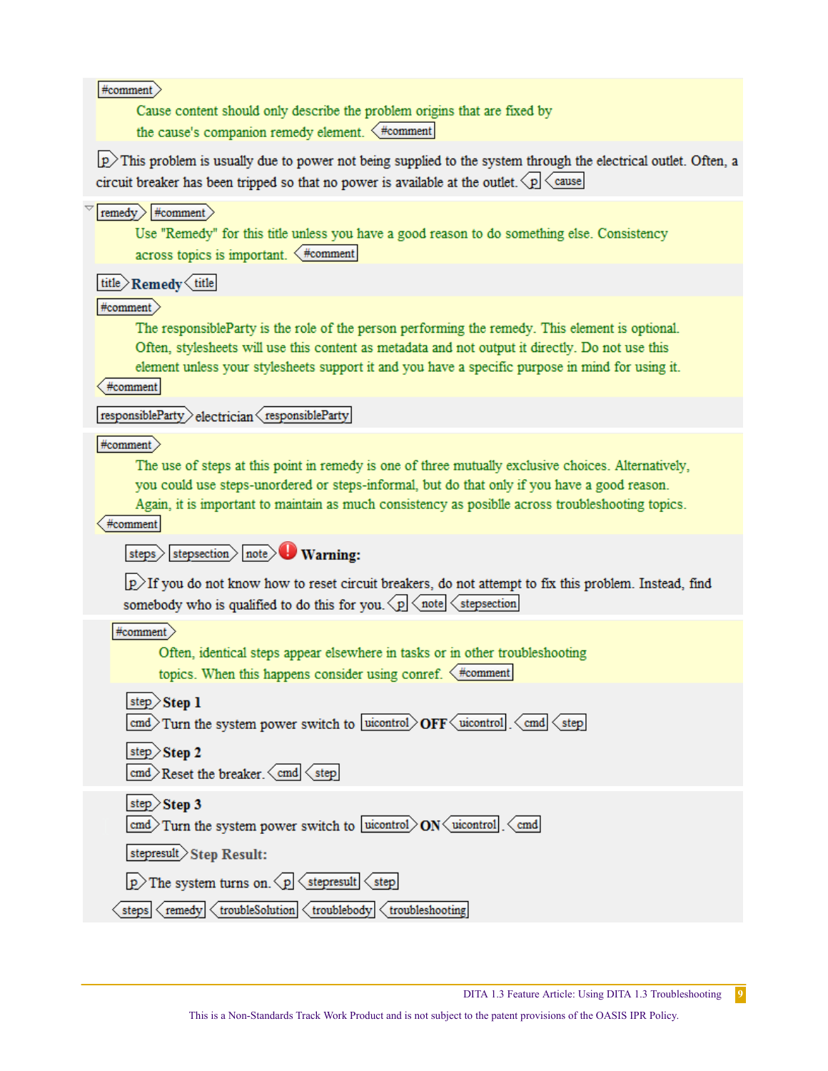#comment

Cause content should only describe the problem origins that are fixed by the cause's companion remedy element. #comment

p This problem is usually due to power not being supplied to the system through the electrical outlet. Often, a circuit breaker has been tripped so that no power is available at the outlet. p cause

remedy #comment

Use "Remedy" for this title unless you have a good reason to do something else. Consistency across topics is important. #comment

title **Remedy** title

#comment

The responsibleParty is the role of the person performing the remedy. This element is optional. Often, stylesheets will use this content as metadata and not output it directly. Do not use this element unless your stylesheets support it and you have a specific purpose in mind for using it.

#comment

responsibleParty electrician responsibleParty

#comment

The use of steps at this point in remedy is one of three mutually exclusive choices. Alternatively, you could use steps-unordered or steps-informal, but do that only if you have a good reason. Again, it is important to maintain as much consistency as posiblle across troubleshooting topics.

#comment

steps stepsection note **Warning:**

p If you do not know how to reset circuit breakers, do not attempt to fix this problem. Instead, find somebody who is qualified to do this for you. p note stepsection

#comment

Often, identical steps appear elsewhere in tasks or in other troubleshooting topics. When this happens consider using conref. #comment

step **Step 1**

cmd Turn the system power switch to uicontrol **OFF** uicontrol . cmd step

step **Step 2**

cmd Reset the breaker. cmd step

step **Step 3**

cmd Turn the system power switch to uicontrol **ON** uicontrol . cmd

stepresult **Step Result:**

p The system turns on. p stepresult step

steps remedy troubleSolution troublebody troubleshooting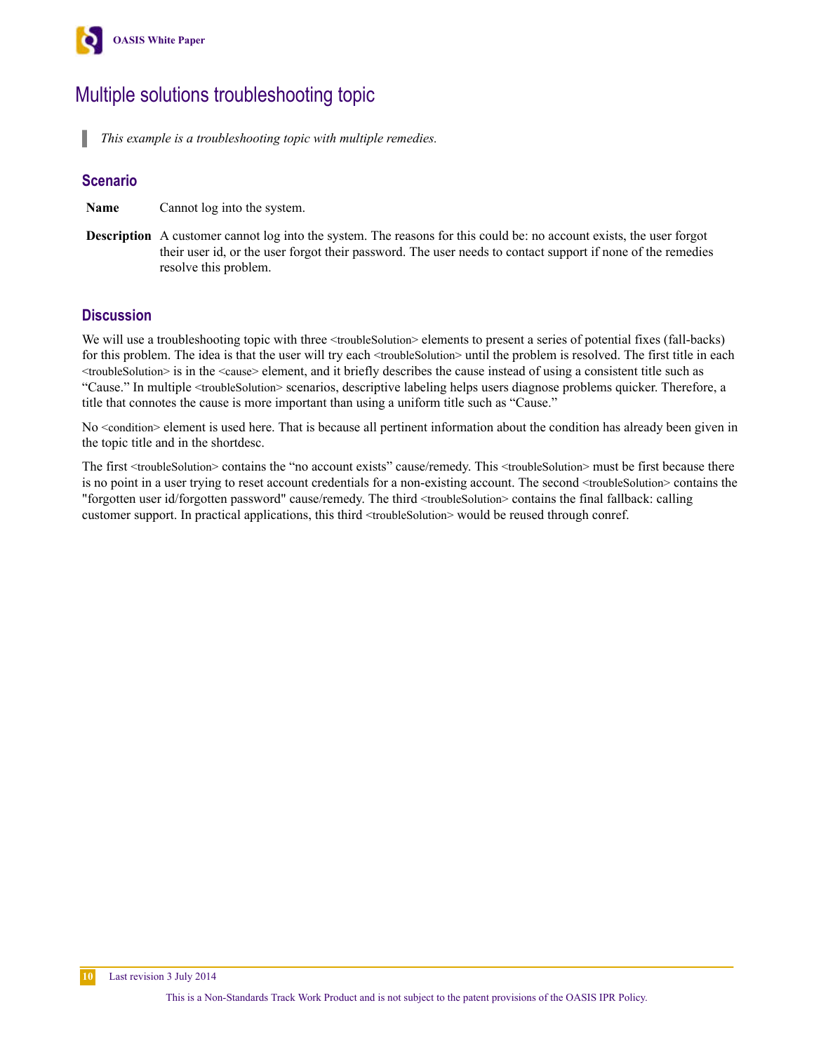# Multiple solutions troubleshooting topic

> *This example is a troubleshooting topic with multiple remedies.*

## Scenario

| | |
|---|---|
| **Name** | Cannot log into the system. |
| **Description** | A customer cannot log into the system. The reasons for this could be: no account exists, the user forgot their user id, or the user forgot their password. The user needs to contact support if none of the remedies resolve this problem. |

## Discussion

We will use a troubleshooting topic with three <troubleSolution> elements to present a series of potential fixes (fall-backs) for this problem. The idea is that the user will try each <troubleSolution> until the problem is resolved. The first title in each <troubleSolution> is in the <cause> element, and it briefly describes the cause instead of using a consistent title such as "Cause." In multiple <troubleSolution> scenarios, descriptive labeling helps users diagnose problems quicker. Therefore, a title that connotes the cause is more important than using a uniform title such as "Cause."

No <condition> element is used here. That is because all pertinent information about the condition has already been given in the topic title and in the shortdesc.

The first <troubleSolution> contains the "no account exists" cause/remedy. This <troubleSolution> must be first because there is no point in a user trying to reset account credentials for a non-existing account. The second <troubleSolution> contains the "forgotten user id/forgotten password" cause/remedy. The third <troubleSolution> contains the final fallback: calling customer support. In practical applications, this third <troubleSolution> would be reused through conref.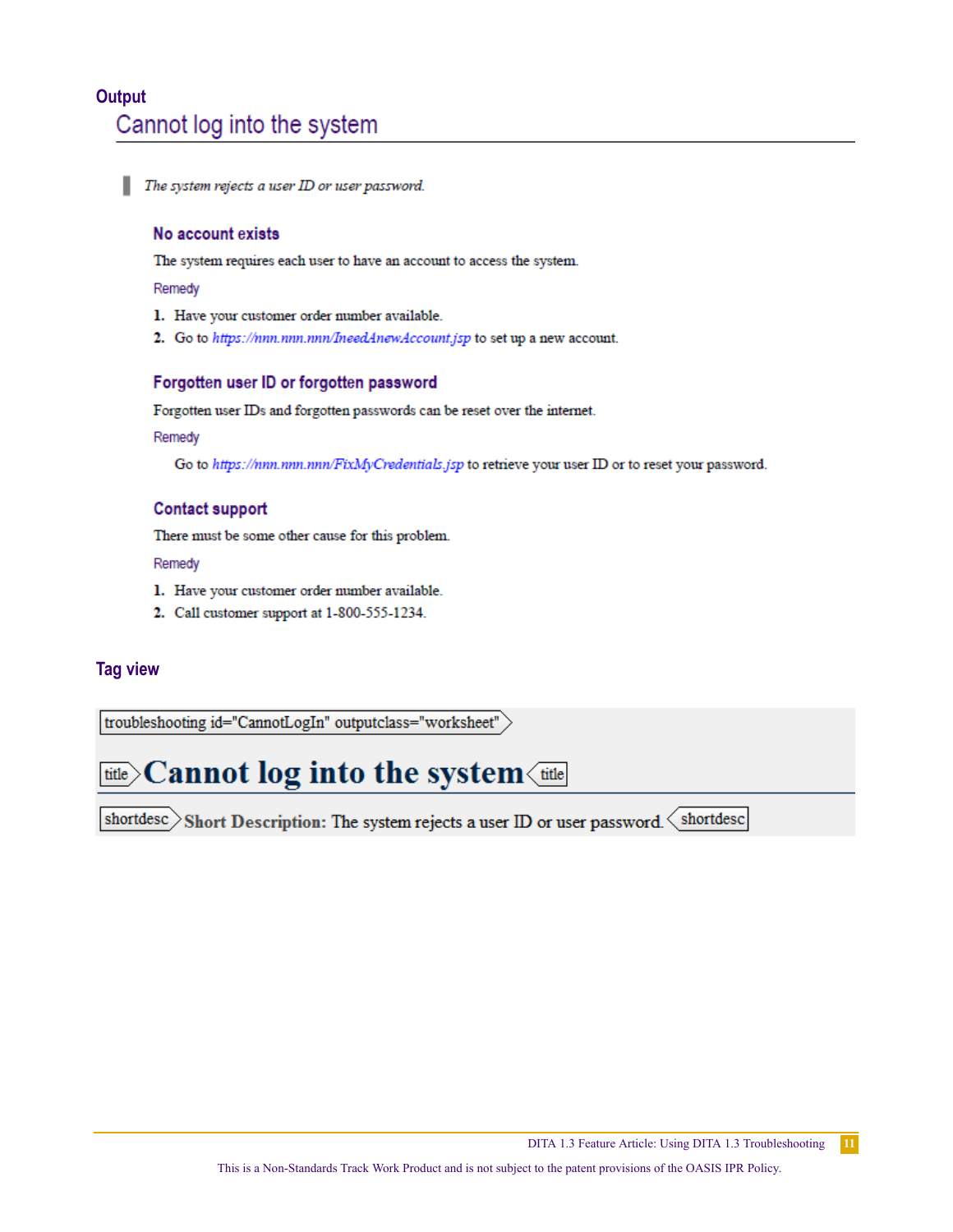### Output

## Cannot log into the system

> *The system rejects a user ID or user password.*

#### No account exists

The system requires each user to have an account to access the system.

Remedy

1. Have your customer order number available.
2. Go to *https://nnn.nnn.nnn/IneedAnewAccount.jsp* to set up a new account.

#### Forgotten user ID or forgotten password

Forgotten user IDs and forgotten passwords can be reset over the internet.

Remedy

Go to *https://nnn.nnn.nnn/FixMyCredentials.jsp* to retrieve your user ID or to reset your password.

#### Contact support

There must be some other cause for this problem.

Remedy

1. Have your customer order number available.
2. Call customer support at 1-800-555-1234.

### Tag view

```
troubleshooting id="CannotLogIn" outputclass="worksheet"
title Cannot log into the system title
shortdesc Short Description: The system rejects a user ID or user password. shortdesc
```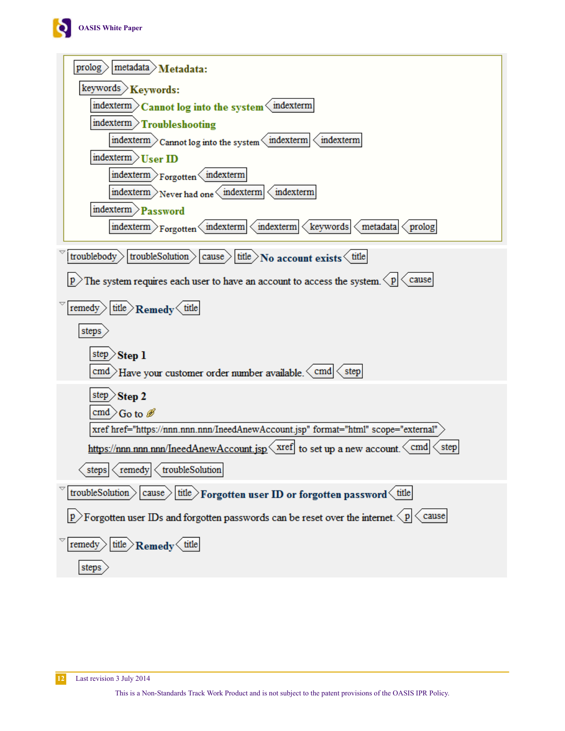prolog > metadata > **Metadata:**

keywords > **Keywords:**

indexterm > **Cannot log into the system** < indexterm

indexterm > **Troubleshooting**

indexterm > Cannot log into the system < indexterm < indexterm

indexterm > **User ID**

indexterm > Forgotten < indexterm

indexterm > Never had one < indexterm < indexterm

indexterm > **Password**

indexterm > Forgotten < indexterm < indexterm < keywords < metadata < prolog

troublebody > troubleSolution > cause > title > **No account exists** < title

p > The system requires each user to have an account to access the system. < p < cause

remedy > title > **Remedy** < title

steps >

step > **Step 1**

cmd > Have your customer order number available. < cmd < step

step > **Step 2**

cmd > Go to

xref href="https://nnn.nnn.nnn/IneedAnewAccount.jsp" format="html" scope="external" >

https://nnn.nnn.nnn/IneedAnewAccount.jsp < xref to set up a new account. < cmd < step

< steps < remedy < troubleSolution

troubleSolution > cause > title > **Forgotten user ID or forgotten password** < title

p > Forgotten user IDs and forgotten passwords can be reset over the internet. < p < cause

remedy > title > **Remedy** < title

steps >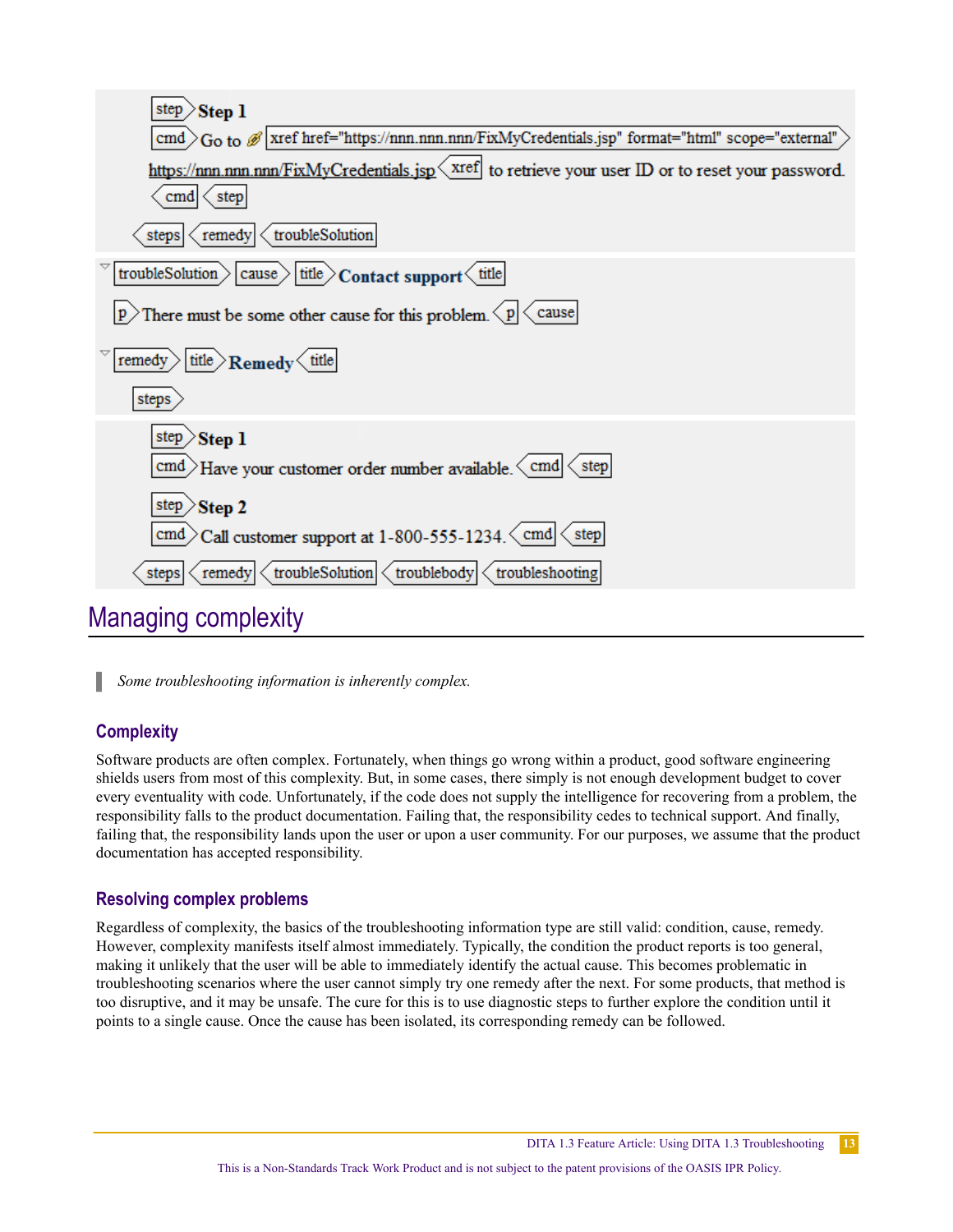```
step Step 1
cmd Go to xref href="https://nnn.nnn.nnn/FixMyCredentials.jsp" format="html" scope="external"
https://nnn.nnn.nnn/FixMyCredentials.jsp xref to retrieve your user ID or to reset your password.
cmd step
steps remedy troubleSolution
troubleSolution cause title Contact support title
p There must be some other cause for this problem. p cause
remedy title Remedy title
steps
step Step 1
cmd Have your customer order number available. cmd step
step Step 2
cmd Call customer support at 1-800-555-1234. cmd step
steps remedy troubleSolution troublebody troubleshooting
```

# Managing complexity

*Some troubleshooting information is inherently complex.*

## Complexity

Software products are often complex. Fortunately, when things go wrong within a product, good software engineering shields users from most of this complexity. But, in some cases, there simply is not enough development budget to cover every eventuality with code. Unfortunately, if the code does not supply the intelligence for recovering from a problem, the responsibility falls to the product documentation. Failing that, the responsibility cedes to technical support. And finally, failing that, the responsibility lands upon the user or upon a user community. For our purposes, we assume that the product documentation has accepted responsibility.

## Resolving complex problems

Regardless of complexity, the basics of the troubleshooting information type are still valid: condition, cause, remedy. However, complexity manifests itself almost immediately. Typically, the condition the product reports is too general, making it unlikely that the user will be able to immediately identify the actual cause. This becomes problematic in troubleshooting scenarios where the user cannot simply try one remedy after the next. For some products, that method is too disruptive, and it may be unsafe. The cure for this is to use diagnostic steps to further explore the condition until it points to a single cause. Once the cause has been isolated, its corresponding remedy can be followed.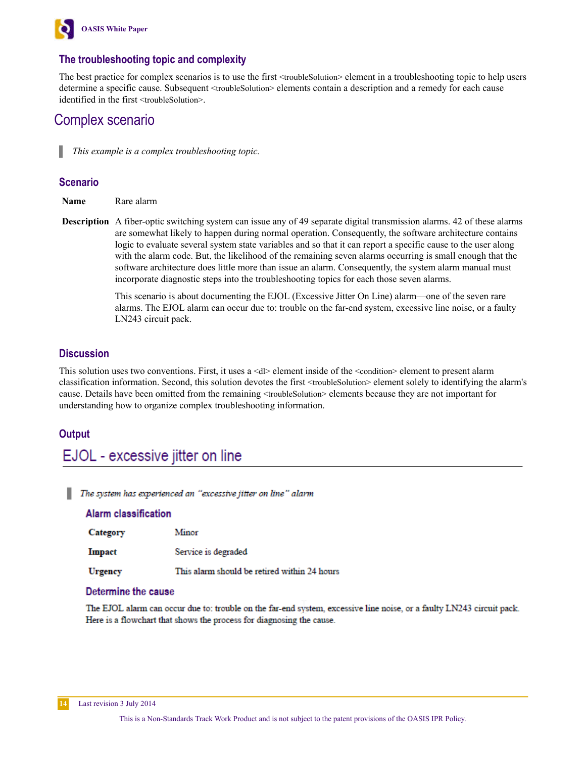### The troubleshooting topic and complexity

The best practice for complex scenarios is to use the first <troubleSolution> element in a troubleshooting topic to help users determine a specific cause. Subsequent <troubleSolution> elements contain a description and a remedy for each cause identified in the first <troubleSolution>.

## Complex scenario

> *This example is a complex troubleshooting topic.*

### Scenario

**Name** Rare alarm

**Description** A fiber-optic switching system can issue any of 49 separate digital transmission alarms. 42 of these alarms are somewhat likely to happen during normal operation. Consequently, the software architecture contains logic to evaluate several system state variables and so that it can report a specific cause to the user along with the alarm code. But, the likelihood of the remaining seven alarms occurring is small enough that the software architecture does little more than issue an alarm. Consequently, the system alarm manual must incorporate diagnostic steps into the troubleshooting topics for each those seven alarms.

This scenario is about documenting the EJOL (Excessive Jitter On Line) alarm—one of the seven rare alarms. The EJOL alarm can occur due to: trouble on the far-end system, excessive line noise, or a faulty LN243 circuit pack.

### Discussion

This solution uses two conventions. First, it uses a <dl> element inside of the <condition> element to present alarm classification information. Second, this solution devotes the first <troubleSolution> element solely to identifying the alarm's cause. Details have been omitted from the remaining <troubleSolution> elements because they are not important for understanding how to organize complex troubleshooting information.

### Output

## EJOL - excessive jitter on line

> *The system has experienced an "excessive jitter on line" alarm*

#### Alarm classification

**Category** Minor

**Impact** Service is degraded

**Urgency** This alarm should be retired within 24 hours

#### Determine the cause

The EJOL alarm can occur due to: trouble on the far-end system, excessive line noise, or a faulty LN243 circuit pack. Here is a flowchart that shows the process for diagnosing the cause.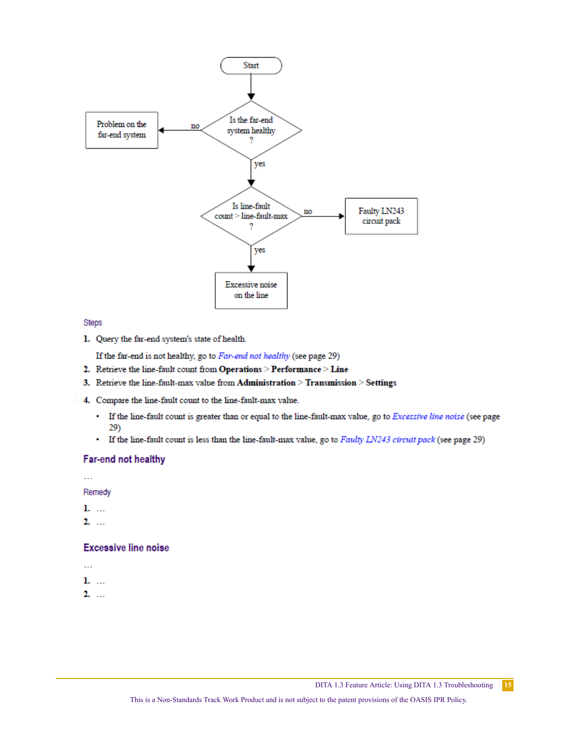Steps

1. Query the far-end system's state of health.

   If the far-end is not healthy, go to *Far-end not healthy* (see page 29)
2. Retrieve the line-fault count from **Operations** > **Performance** > **Line**
3. Retrieve the line-fault-max value from **Administration** > **Transmission** > **Settings**
4. Compare the line-fault count to the line-fault-max value.
   - If the line-fault count is greater than or equal to the line-fault-max value, go to *Excessive line noise* (see page 29)
   - If the line-fault count is less than the line-fault-max value, go to *Faulty LN243 circuit pack* (see page 29)

## Far-end not healthy

…

Remedy

1. …
2. …

## Excessive line noise

…

1. …
2. …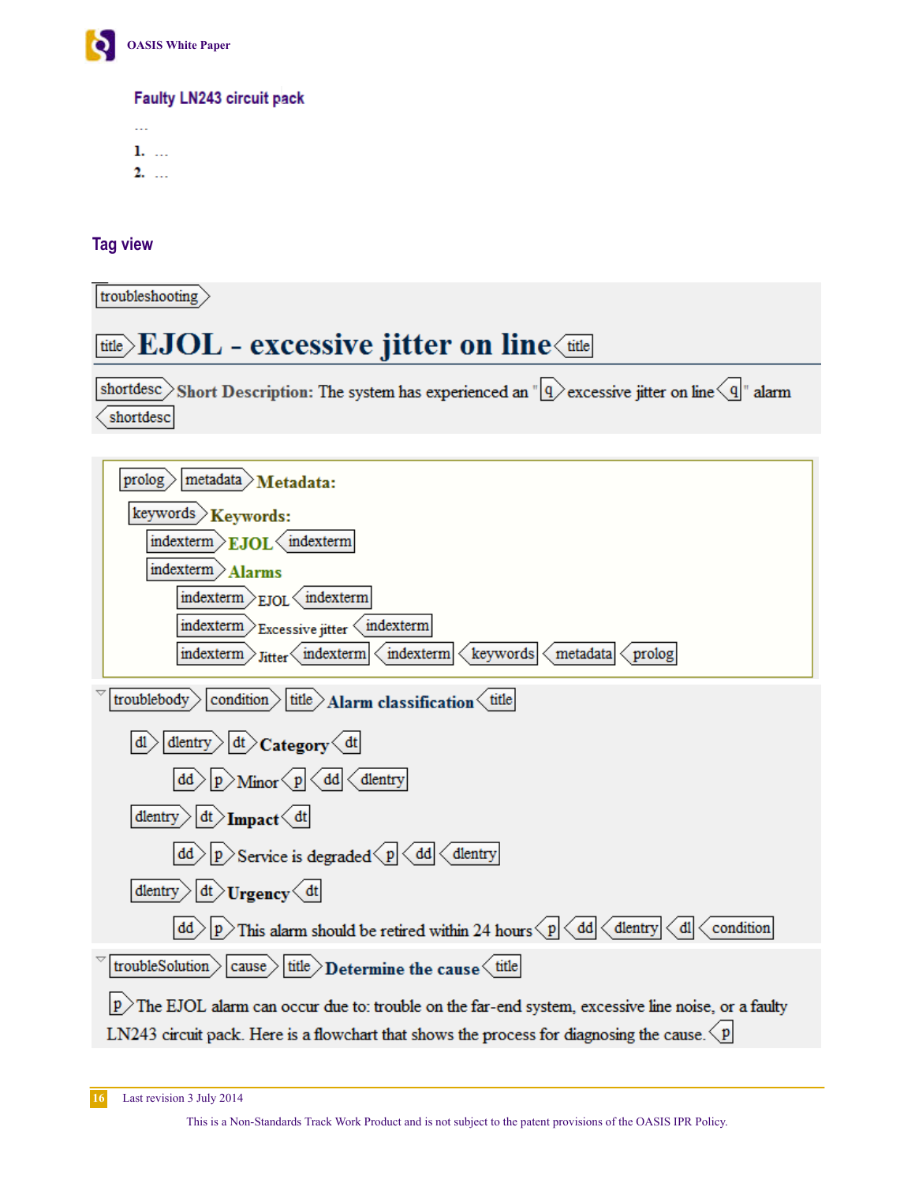### Faulty LN243 circuit pack

…

1. …
2. …

## Tag view

troubleshooting

title **EJOL - excessive jitter on line** title

shortdesc **Short Description:** The system has experienced an " q excessive jitter on line q " alarm shortdesc

prolog metadata **Metadata:**

keywords **Keywords:**

indexterm **EJOL** indexterm

indexterm **Alarms**

indexterm EJOL indexterm

indexterm Excessive jitter indexterm

indexterm Jitter indexterm indexterm keywords metadata prolog

troublebody condition title **Alarm classification** title

dl dlentry dt **Category** dt

dd p Minor p dd dlentry

dlentry dt **Impact** dt

dd p Service is degraded p dd dlentry

dlentry dt **Urgency** dt

dd p This alarm should be retired within 24 hours p dd dlentry dl condition

troubleSolution cause title **Determine the cause** title

p The EJOL alarm can occur due to: trouble on the far-end system, excessive line noise, or a faulty LN243 circuit pack. Here is a flowchart that shows the process for diagnosing the cause. p

This is a Non-Standards Track Work Product and is not subject to the patent provisions of the OASIS IPR Policy.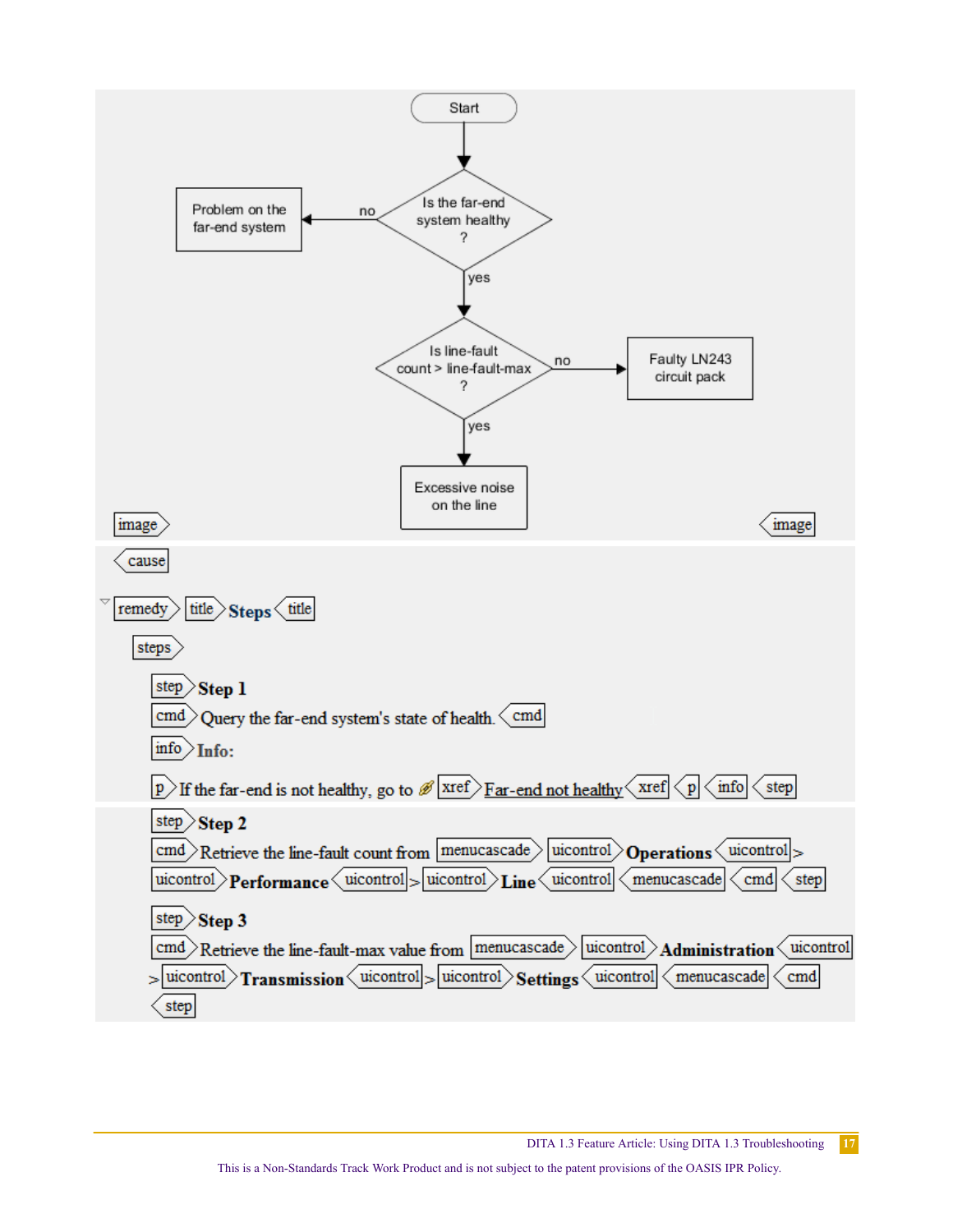Start

Is the far-end system healthy ?

no → Problem on the far-end system

yes →

Is line-fault count > line-fault-max ?

no → Faulty LN243 circuit pack

yes → Excessive noise on the line

image image

cause

remedy title **Steps** title

steps

step **Step 1**

cmd Query the far-end system's state of health. cmd

info **Info:**

p If the far-end is not healthy, go to xref Far-end not healthy xref p info step

step **Step 2**

cmd Retrieve the line-fault count from menucascade uicontrol **Operations** uicontrol > uicontrol **Performance** uicontrol > uicontrol **Line** uicontrol menucascade cmd step

step **Step 3**

cmd Retrieve the line-fault-max value from menucascade uicontrol **Administration** uicontrol > uicontrol **Transmission** uicontrol > uicontrol **Settings** uicontrol menucascade cmd step

This is a Non-Standards Track Work Product and is not subject to the patent provisions of the OASIS IPR Policy.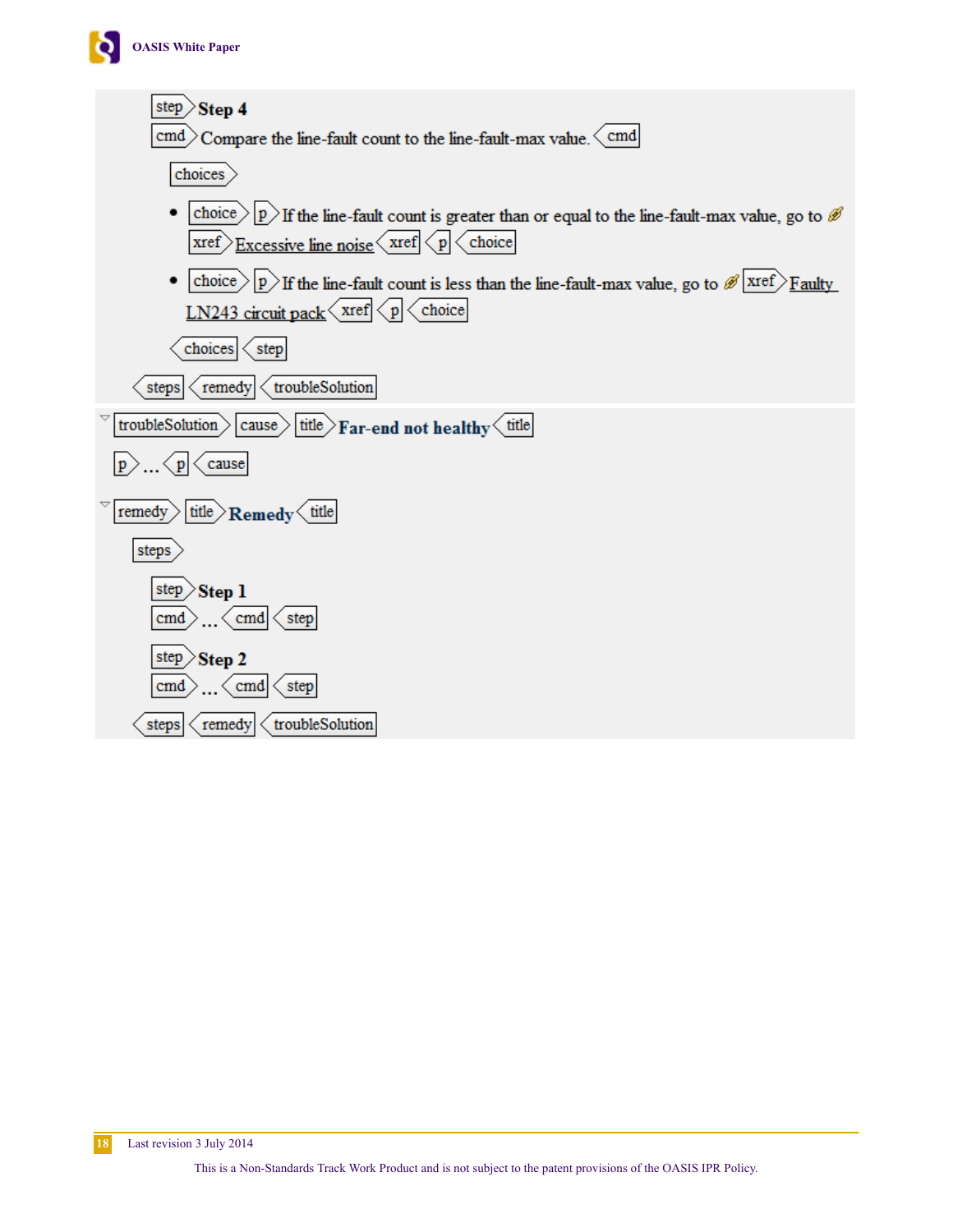```
step  Step 4
cmd  Compare the line-fault count to the line-fault-max value.  cmd

    choices

    • choice  p  If the line-fault count is greater than or equal to the line-fault-max value, go to
      xref  Excessive line noise  xref  p  choice

    • choice  p  If the line-fault count is less than the line-fault-max value, go to  xref  Faulty
      LN243 circuit pack  xref  p  choice

    choices  step

steps  remedy  troubleSolution
```

```
troubleSolution  cause  title  Far-end not healthy  title

p ... p  cause

remedy  title  Remedy  title

  steps

    step  Step 1
    cmd ... cmd  step

    step  Step 2
    cmd ... cmd  step

  steps  remedy  troubleSolution
```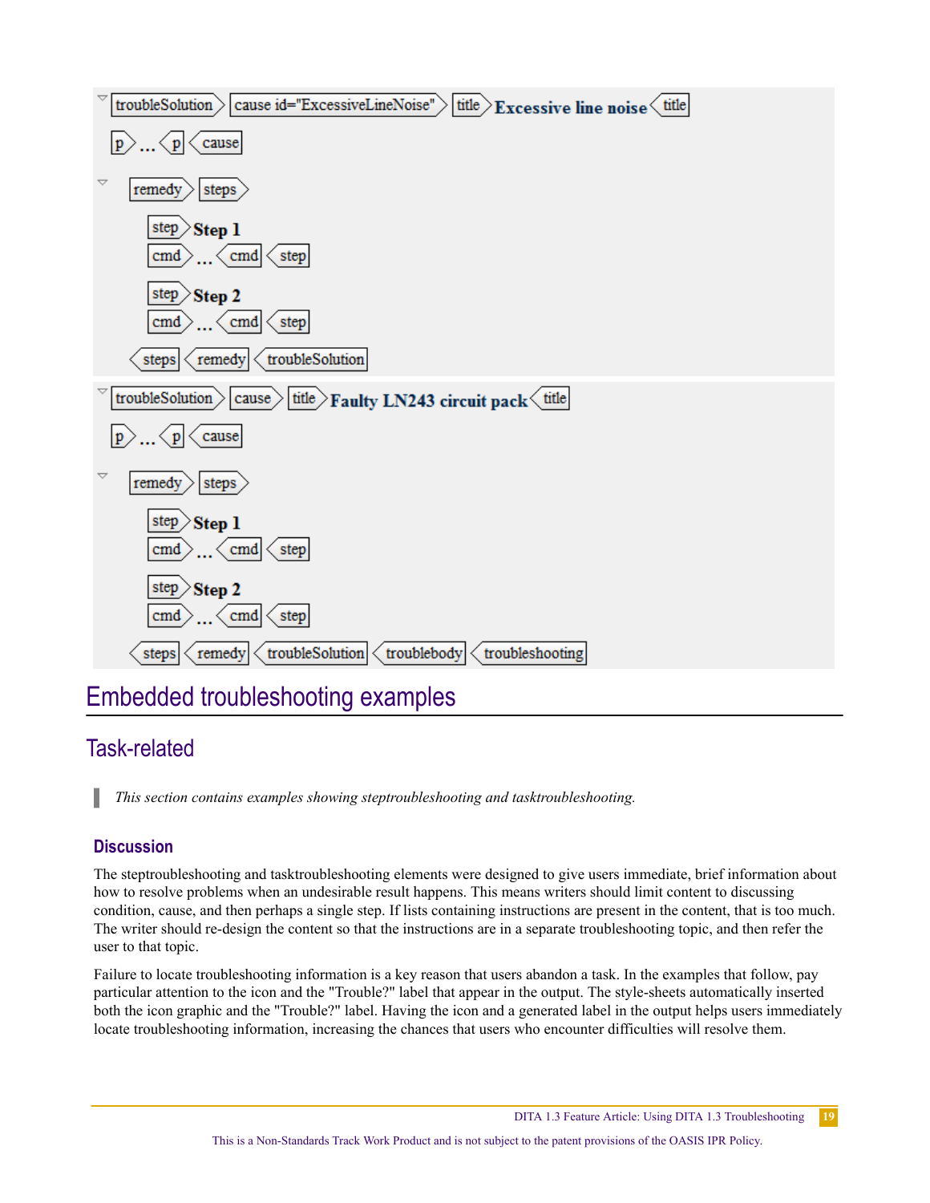troubleSolution cause id="ExcessiveLineNoise" title **Excessive line noise** title

p ... p cause

remedy steps

step **Step 1**
cmd ... cmd step

step **Step 2**
cmd ... cmd step

steps remedy troubleSolution

troubleSolution cause title **Faulty LN243 circuit pack** title

p ... p cause

remedy steps

step **Step 1**
cmd ... cmd step

step **Step 2**
cmd ... cmd step

steps remedy troubleSolution troublebody troubleshooting

# Embedded troubleshooting examples

## Task-related

> *This section contains examples showing steptroubleshooting and tasktroubleshooting.*

### Discussion

The steptroubleshooting and tasktroubleshooting elements were designed to give users immediate, brief information about how to resolve problems when an undesirable result happens. This means writers should limit content to discussing condition, cause, and then perhaps a single step. If lists containing instructions are present in the content, that is too much. The writer should re-design the content so that the instructions are in a separate troubleshooting topic, and then refer the user to that topic.

Failure to locate troubleshooting information is a key reason that users abandon a task. In the examples that follow, pay particular attention to the icon and the "Trouble?" label that appear in the output. The style-sheets automatically inserted both the icon graphic and the "Trouble?" label. Having the icon and a generated label in the output helps users immediately locate troubleshooting information, increasing the chances that users who encounter difficulties will resolve them.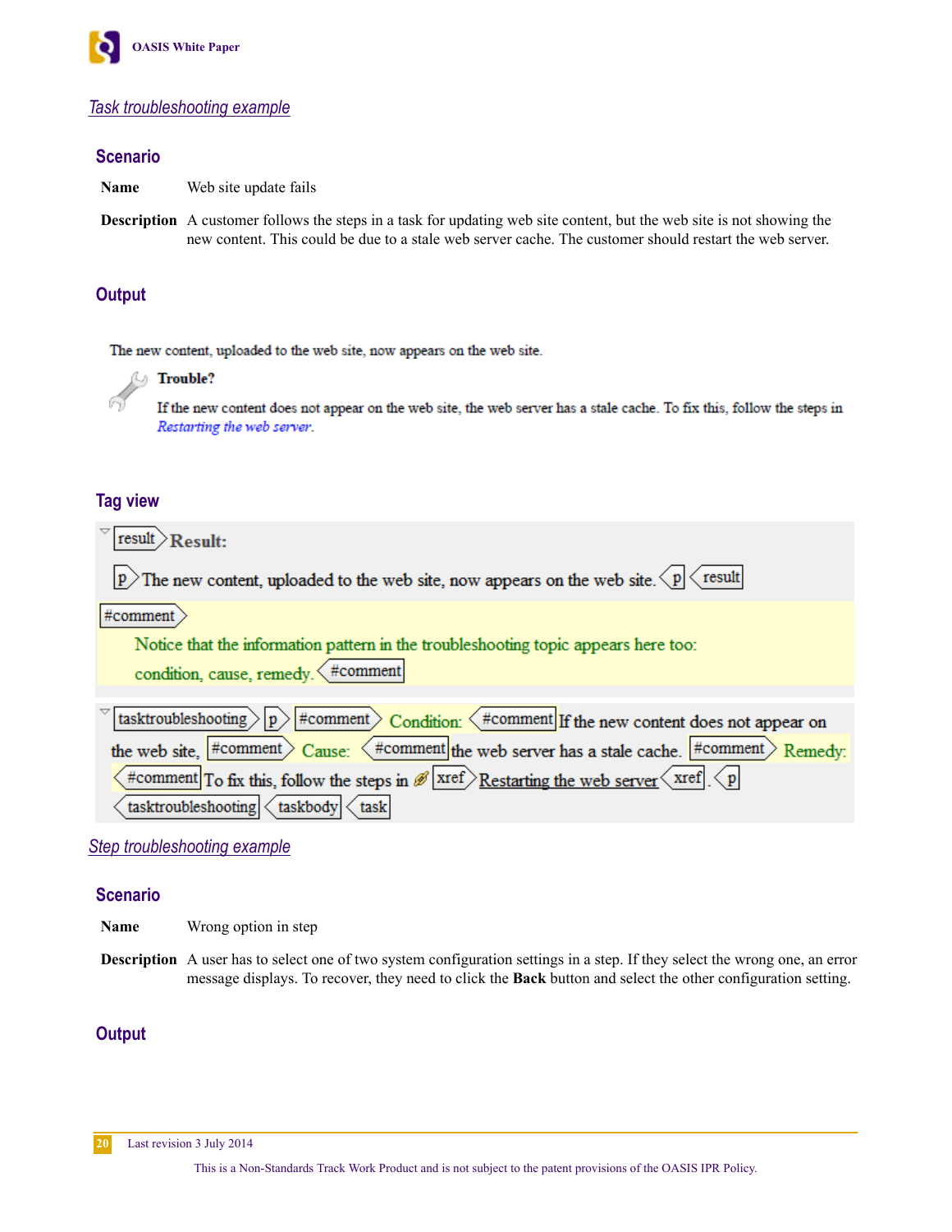## Task troubleshooting example

### Scenario

**Name** Web site update fails

**Description** A customer follows the steps in a task for updating web site content, but the web site is not showing the new content. This could be due to a stale web server cache. The customer should restart the web server.

### Output

The new content, uploaded to the web site, now appears on the web site.

**Trouble?**

If the new content does not appear on the web site, the web server has a stale cache. To fix this, follow the steps in *Restarting the web server*.

### Tag view

result **Result:**

p The new content, uploaded to the web site, now appears on the web site. p result

#comment Notice that the information pattern in the troubleshooting topic appears here too: condition, cause, remedy. #comment

tasktroubleshooting p #comment Condition: #comment If the new content does not appear on the web site, #comment Cause: #comment the web server has a stale cache. #comment Remedy: #comment To fix this, follow the steps in xref Restarting the web server xref . p tasktroubleshooting taskbody task

## Step troubleshooting example

### Scenario

**Name** Wrong option in step

**Description** A user has to select one of two system configuration settings in a step. If they select the wrong one, an error message displays. To recover, they need to click the **Back** button and select the other configuration setting.

### Output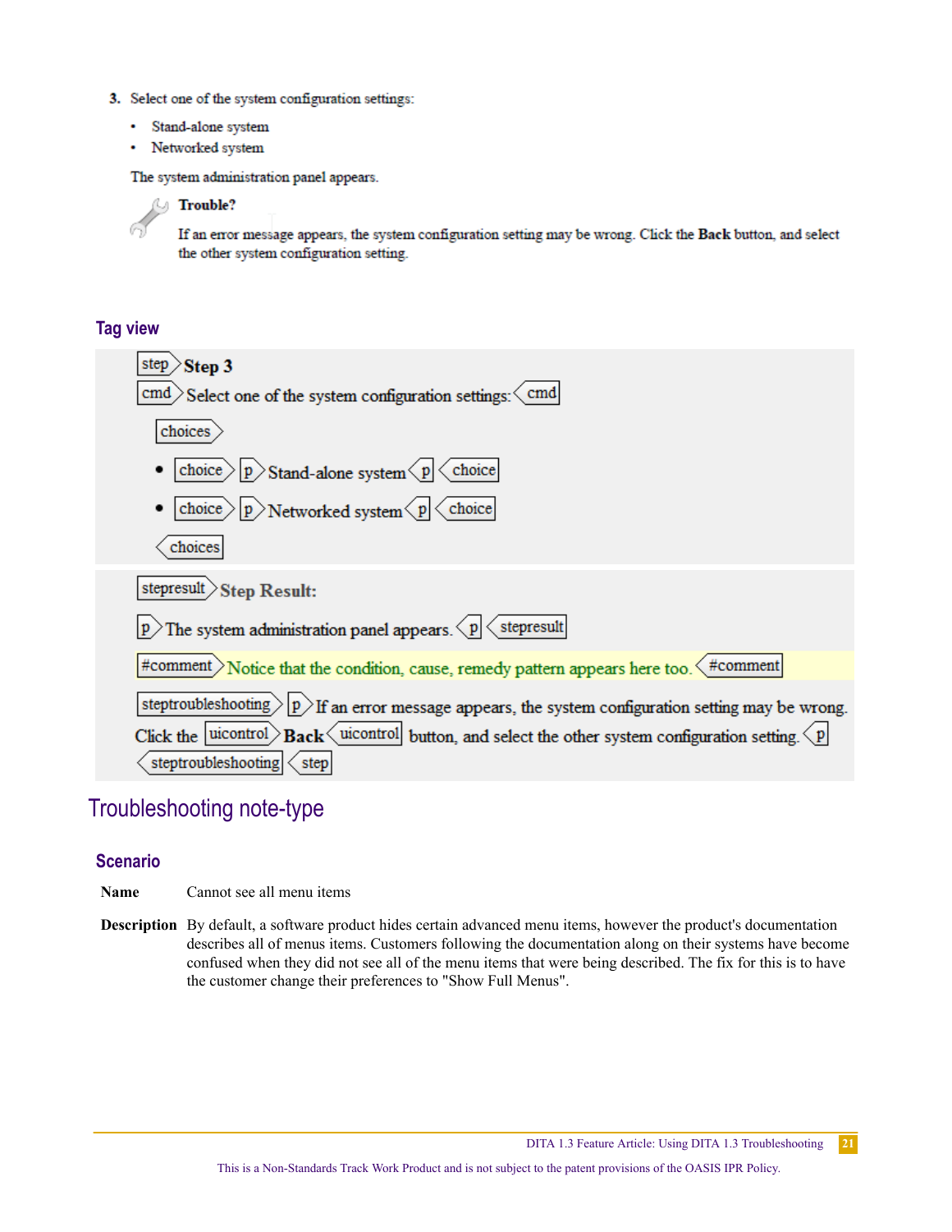3. Select one of the system configuration settings:

   - Stand-alone system
   - Networked system

   The system administration panel appears.

   **Trouble?**

   If an error message appears, the system configuration setting may be wrong. Click the **Back** button, and select the other system configuration setting.

### Tag view

step **Step 3**

cmd Select one of the system configuration settings: cmd

choices

- choice p Stand-alone system p choice
- choice p Networked system p choice

choices

stepresult **Step Result:**

p The system administration panel appears. p stepresult

#comment Notice that the condition, cause, remedy pattern appears here too. #comment

steptroubleshooting p If an error message appears, the system configuration setting may be wrong. Click the uicontrol **Back** uicontrol button, and select the other system configuration setting. p steptroubleshooting step

## Troubleshooting note-type

### Scenario

**Name** Cannot see all menu items

**Description** By default, a software product hides certain advanced menu items, however the product's documentation describes all of menus items. Customers following the documentation along on their systems have become confused when they did not see all of the menu items that were being described. The fix for this is to have the customer change their preferences to "Show Full Menus".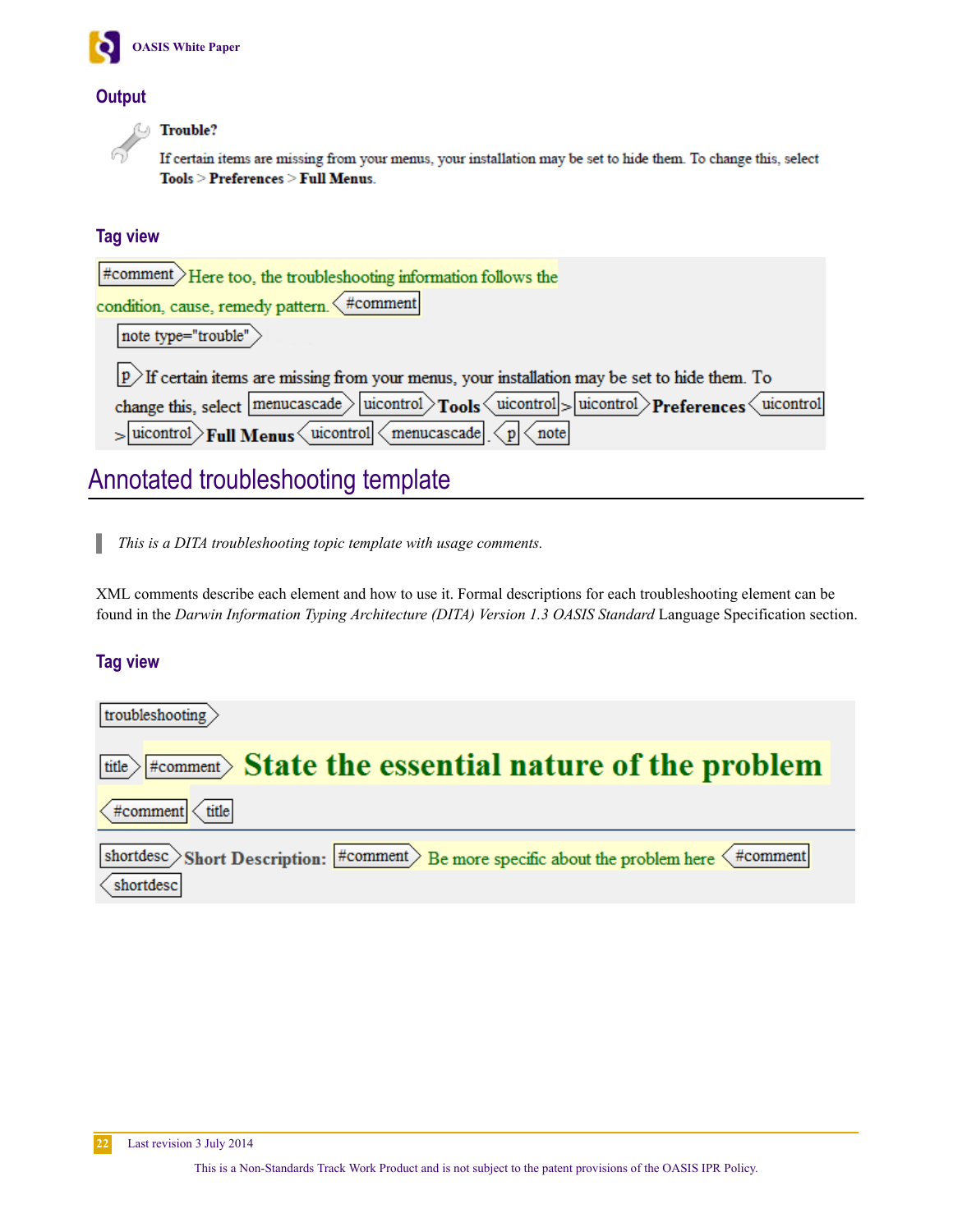### Output

**Trouble?**

If certain items are missing from your menus, your installation may be set to hide them. To change this, select **Tools** > **Preferences** > **Full Menus**.

### Tag view

```
<#comment> Here too, the troubleshooting information follows the condition, cause, remedy pattern. </#comment>
<note type="trouble">
<p> If certain items are missing from your menus, your installation may be set to hide them. To change this, select <menucascade> <uicontrol> Tools </uicontrol> > <uicontrol> Preferences </uicontrol> > <uicontrol> Full Menus </uicontrol> </menucascade>. </p> </note>
```

## Annotated troubleshooting template

> *This is a DITA troubleshooting topic template with usage comments.*

XML comments describe each element and how to use it. Formal descriptions for each troubleshooting element can be found in the *Darwin Information Typing Architecture (DITA) Version 1.3 OASIS Standard* Language Specification section.

### Tag view

```
<troubleshooting>
<title> <#comment> State the essential nature of the problem </#comment> </title>
<shortdesc> Short Description: <#comment> Be more specific about the problem here </#comment>
</shortdesc>
```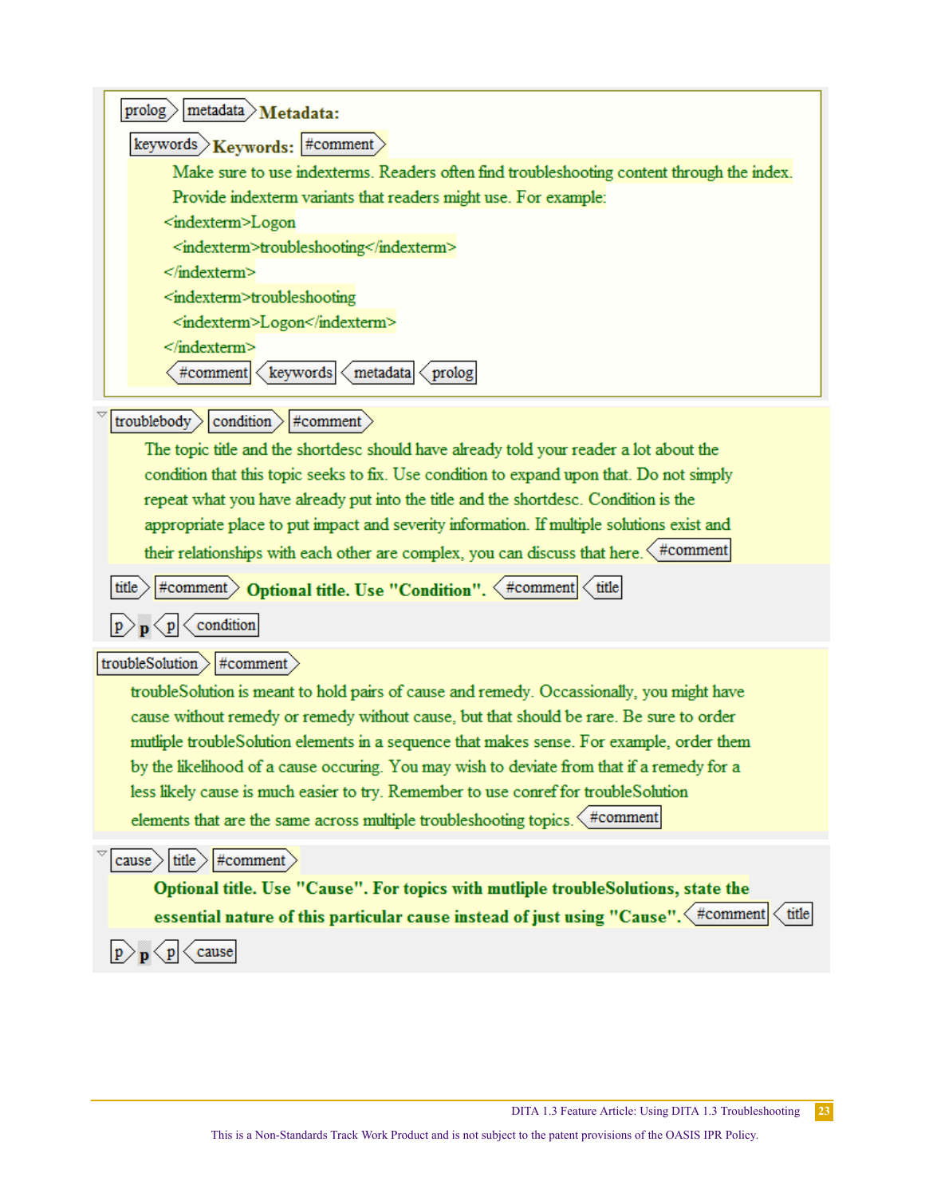prolog metadata **Metadata:**

keywords **Keywords:** #comment

Make sure to use indexterms. Readers often find troubleshooting content through the index. Provide indexterm variants that readers might use. For example:

```
<indexterm>Logon
  <indexterm>troubleshooting</indexterm>
</indexterm>
<indexterm>troubleshooting
  <indexterm>Logon</indexterm>
</indexterm>
```

#comment keywords metadata prolog

troublebody condition #comment

The topic title and the shortdesc should have already told your reader a lot about the condition that this topic seeks to fix. Use condition to expand upon that. Do not simply repeat what you have already put into the title and the shortdesc. Condition is the appropriate place to put impact and severity information. If multiple solutions exist and their relationships with each other are complex, you can discuss that here. #comment

title #comment **Optional title. Use "Condition".** #comment title

p **p** p condition

troubleSolution #comment

troubleSolution is meant to hold pairs of cause and remedy. Occassionally, you might have cause without remedy or remedy without cause, but that should be rare. Be sure to order mutliple troubleSolution elements in a sequence that makes sense. For example, order them by the likelihood of a cause occuring. You may wish to deviate from that if a remedy for a less likely cause is much easier to try. Remember to use conref for troubleSolution elements that are the same across multiple troubleshooting topics. #comment

cause title #comment

**Optional title. Use "Cause". For topics with mutliple troubleSolutions, state the essential nature of this particular cause instead of just using "Cause".** #comment title

p **p** p cause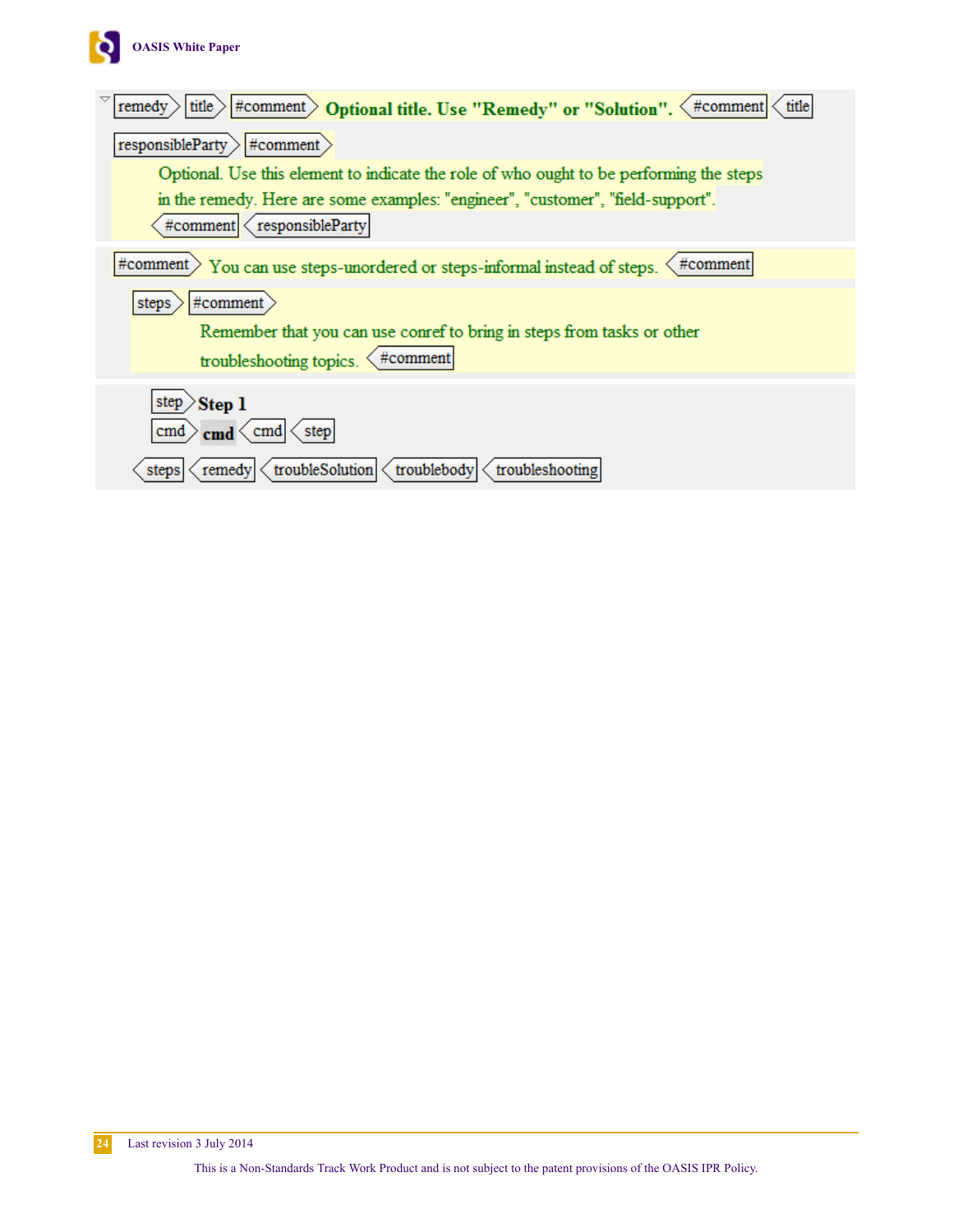remedy title #comment **Optional title. Use "Remedy" or "Solution".** #comment title

responsibleParty #comment
Optional. Use this element to indicate the role of who ought to be performing the steps in the remedy. Here are some examples: "engineer", "customer", "field-support".
#comment responsibleParty

#comment You can use steps-unordered or steps-informal instead of steps. #comment

steps #comment
Remember that you can use conref to bring in steps from tasks or other troubleshooting topics. #comment

step **Step 1**
cmd **cmd** cmd step

steps remedy troubleSolution troublebody troubleshooting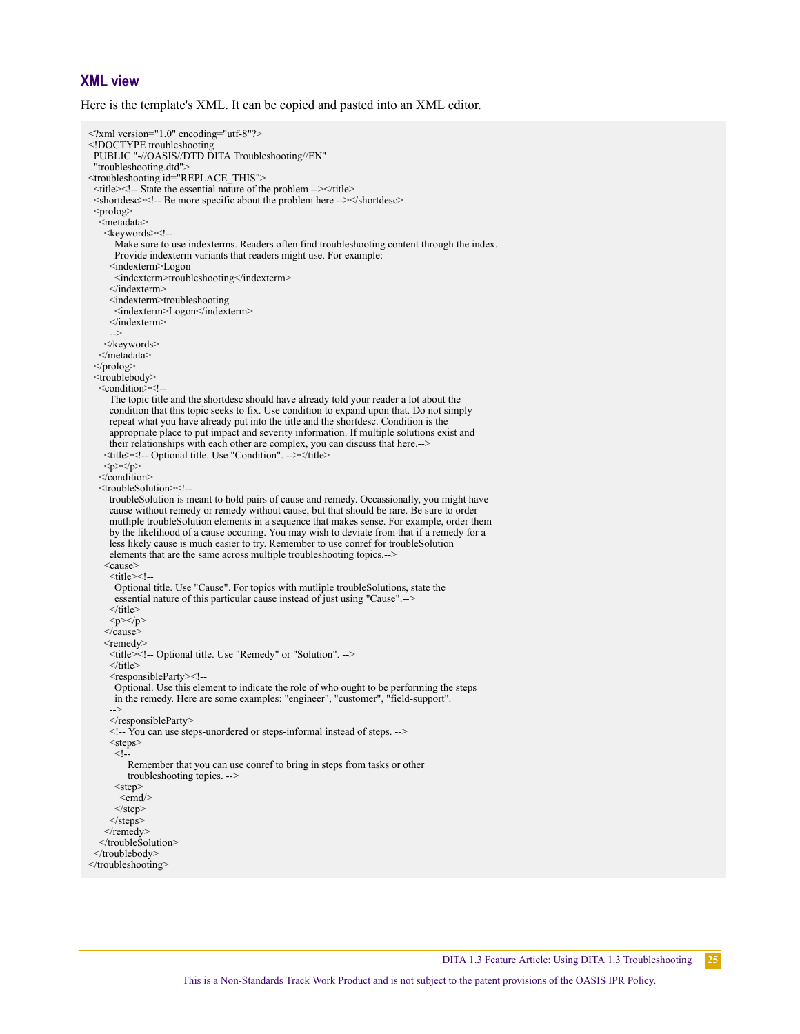### XML view

Here is the template's XML. It can be copied and pasted into an XML editor.

```
<?xml version="1.0" encoding="utf-8"?>
<!DOCTYPE troubleshooting
  PUBLIC "-//OASIS//DTD DITA Troubleshooting//EN"
  "troubleshooting.dtd">
<troubleshooting id="REPLACE_THIS">
  <title><!-- State the essential nature of the problem --></title>
  <shortdesc><!-- Be more specific about the problem here --></shortdesc>
  <prolog>
    <metadata>
      <keywords><!--
          Make sure to use indexterms. Readers often find troubleshooting content through the index.
          Provide indexterm variants that readers might use. For example:
        <indexterm>Logon
          <indexterm>troubleshooting</indexterm>
        </indexterm>
        <indexterm>troubleshooting
          <indexterm>Logon</indexterm>
        </indexterm>
        -->
      </keywords>
    </metadata>
  </prolog>
  <troublebody>
    <condition><!--
        The topic title and the shortdesc should have already told your reader a lot about the
        condition that this topic seeks to fix. Use condition to expand upon that. Do not simply
        repeat what you have already put into the title and the shortdesc. Condition is the
        appropriate place to put impact and severity information. If multiple solutions exist and
        their relationships with each other are complex, you can discuss that here.-->
      <title><!-- Optional title. Use "Condition". --></title>
      <p></p>
    </condition>
    <troubleSolution><!--
        troubleSolution is meant to hold pairs of cause and remedy. Occassionally, you might have
        cause without remedy or remedy without cause, but that should be rare. Be sure to order
        mutliple troubleSolution elements in a sequence that makes sense. For example, order them
        by the likelihood of a cause occuring. You may wish to deviate from that if a remedy for a
        less likely cause is much easier to try. Remember to use conref for troubleSolution
        elements that are the same across multiple troubleshooting topics.-->
      <cause>
        <title><!--
          Optional title. Use "Cause". For topics with mutliple troubleSolutions, state the
          essential nature of this particular cause instead of just using "Cause".-->
        </title>
        <p></p>
      </cause>
      <remedy>
        <title><!-- Optional title. Use "Remedy" or "Solution". -->
        </title>
        <responsibleParty><!--
          Optional. Use this element to indicate the role of who ought to be performing the steps
          in the remedy. Here are some examples: "engineer", "customer", "field-support".
        -->
        </responsibleParty>
        <!-- You can use steps-unordered or steps-informal instead of steps. -->
        <steps>
          <!--
              Remember that you can use conref to bring in steps from tasks or other
              troubleshooting topics. -->
          <step>
            <cmd/>
          </step>
        </steps>
      </remedy>
    </troubleSolution>
  </troublebody>
</troubleshooting>
```

This is a Non-Standards Track Work Product and is not subject to the patent provisions of the OASIS IPR Policy.